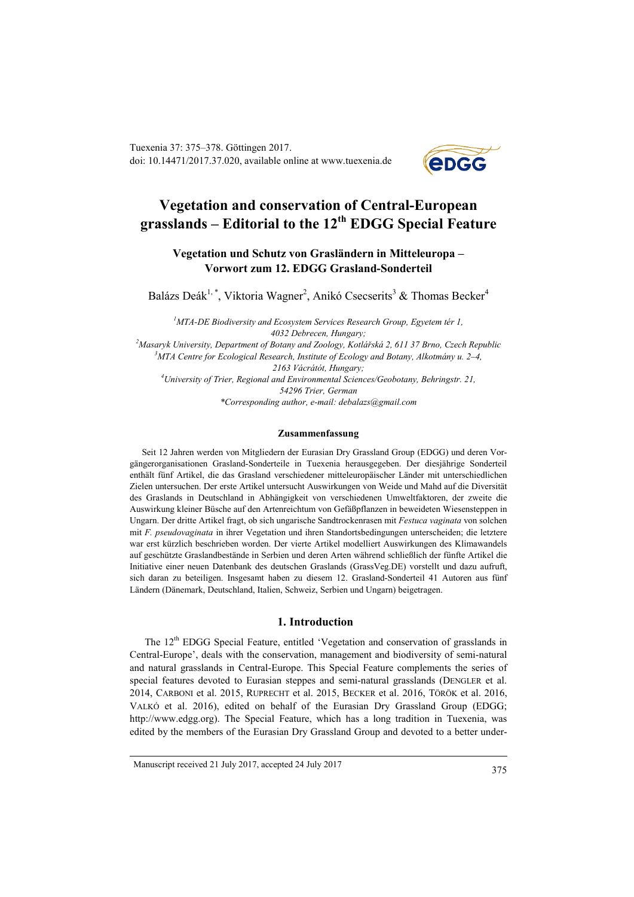Tuexenia 37: 375–378. Göttingen 2017.
doi: 10.14471/2017.37.020, available online at www.tuexenia.de

# Vegetation and conservation of Central-European grasslands – Editorial to the 12th EDGG Special Feature

## Vegetation und Schutz von Grasländern in Mitteleuropa – Vorwort zum 12. EDGG Grasland-Sonderteil

Balázs Deák[1, *], Viktoria Wagner[2], Anikó Csecserits[3] & Thomas Becker[4]

[1]*MTA-DE Biodiversity and Ecosystem Services Research Group, Egyetem tér 1, 4032 Debrecen, Hungary;*
[2]*Masaryk University, Department of Botany and Zoology, Kotlářská 2, 611 37 Brno, Czech Republic*
[3]*MTA Centre for Ecological Research, Institute of Ecology and Botany, Alkotmány u. 2–4, 2163 Vácrátót, Hungary;*
[4]*University of Trier, Regional and Environmental Sciences/Geobotany, Behringstr. 21, 54296 Trier, German*
*\*Corresponding author, e-mail: debalazs@gmail.com*

### Zusammenfassung

Seit 12 Jahren werden von Mitgliedern der Eurasian Dry Grassland Group (EDGG) und deren Vorgängerorganisationen Grasland-Sonderteile in Tuexenia herausgegeben. Der diesjährige Sonderteil enthält fünf Artikel, die das Grasland verschiedener mitteleuropäischer Länder mit unterschiedlichen Zielen untersuchen. Der erste Artikel untersucht Auswirkungen von Weide und Mahd auf die Diversität des Graslands in Deutschland in Abhängigkeit von verschiedenen Umweltfaktoren, der zweite die Auswirkung kleiner Büsche auf den Artenreichtum von Gefäßpflanzen in beweideten Wiesensteppen in Ungarn. Der dritte Artikel fragt, ob sich ungarische Sandtrockenrasen mit *Festuca vaginata* von solchen mit *F. pseudovaginata* in ihrer Vegetation und ihren Standortsbedingungen unterscheiden; die letztere war erst kürzlich beschrieben worden. Der vierte Artikel modelliert Auswirkungen des Klimawandels auf geschützte Graslandbestände in Serbien und deren Arten während schließlich der fünfte Artikel die Initiative einer neuen Datenbank des deutschen Graslands (GrassVeg.DE) vorstellt und dazu aufruft, sich daran zu beteiligen. Insgesamt haben zu diesem 12. Grasland-Sonderteil 41 Autoren aus fünf Ländern (Dänemark, Deutschland, Italien, Schweiz, Serbien und Ungarn) beigetragen.

## 1. Introduction

The 12th EDGG Special Feature, entitled 'Vegetation and conservation of grasslands in Central-Europe', deals with the conservation, management and biodiversity of semi-natural and natural grasslands in Central-Europe. This Special Feature complements the series of special features devoted to Eurasian steppes and semi-natural grasslands (DENGLER et al. 2014, CARBONI et al. 2015, RUPRECHT et al. 2015, BECKER et al. 2016, TÖRÖK et al. 2016, VALKÓ et al. 2016), edited on behalf of the Eurasian Dry Grassland Group (EDGG; http://www.edgg.org). The Special Feature, which has a long tradition in Tuexenia, was edited by the members of the Eurasian Dry Grassland Group and devoted to a better under-

Manuscript received 21 July 2017, accepted 24 July 2017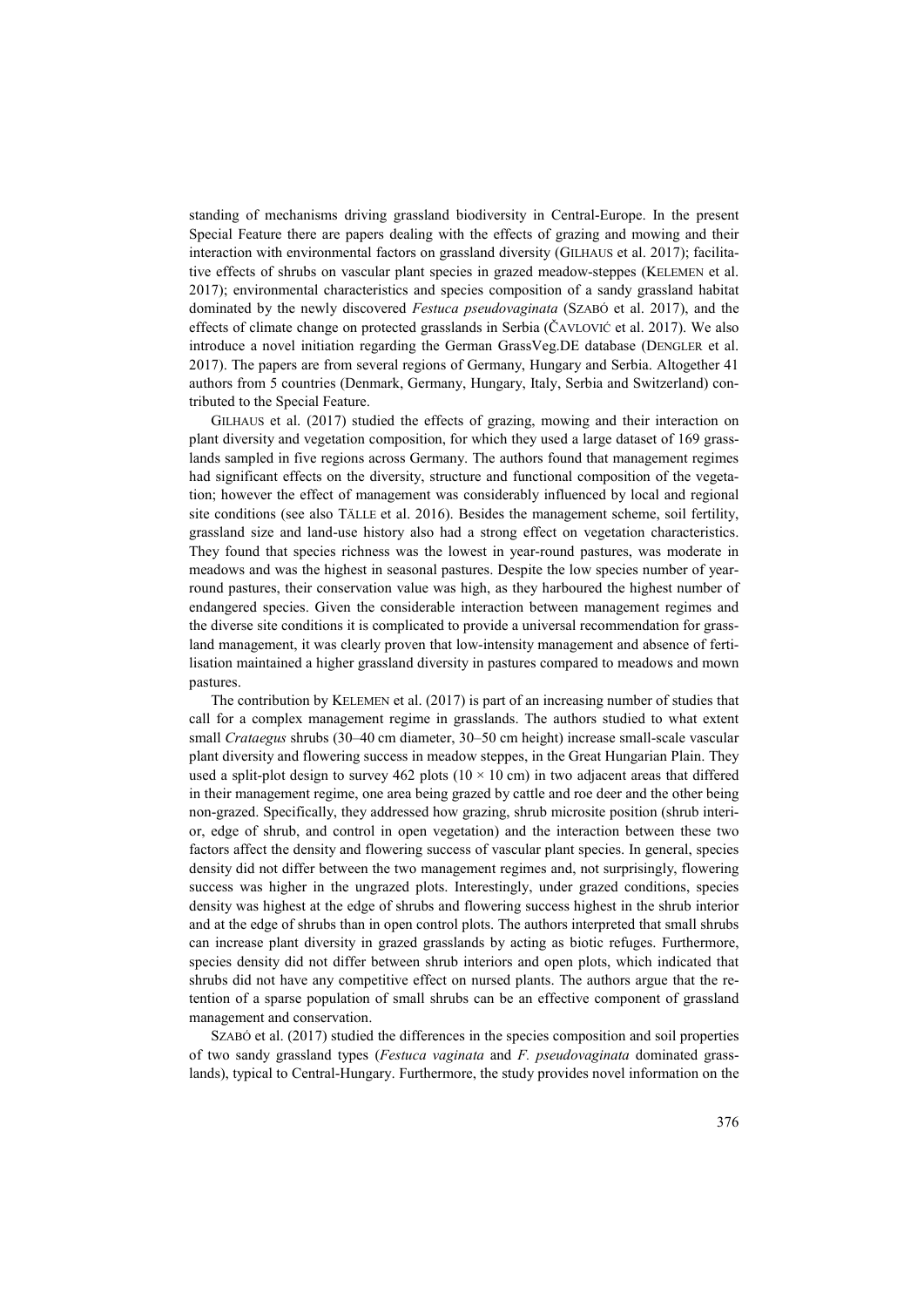standing of mechanisms driving grassland biodiversity in Central-Europe. In the present Special Feature there are papers dealing with the effects of grazing and mowing and their interaction with environmental factors on grassland diversity (GILHAUS et al. 2017); facilitative effects of shrubs on vascular plant species in grazed meadow-steppes (KELEMEN et al. 2017); environmental characteristics and species composition of a sandy grassland habitat dominated by the newly discovered *Festuca pseudovaginata* (SZABÓ et al. 2017), and the effects of climate change on protected grasslands in Serbia (ČAVLOVIĆ et al. 2017). We also introduce a novel initiation regarding the German GrassVeg.DE database (DENGLER et al. 2017). The papers are from several regions of Germany, Hungary and Serbia. Altogether 41 authors from 5 countries (Denmark, Germany, Hungary, Italy, Serbia and Switzerland) contributed to the Special Feature.

GILHAUS et al. (2017) studied the effects of grazing, mowing and their interaction on plant diversity and vegetation composition, for which they used a large dataset of 169 grasslands sampled in five regions across Germany. The authors found that management regimes had significant effects on the diversity, structure and functional composition of the vegetation; however the effect of management was considerably influenced by local and regional site conditions (see also TÄLLE et al. 2016). Besides the management scheme, soil fertility, grassland size and land-use history also had a strong effect on vegetation characteristics. They found that species richness was the lowest in year-round pastures, was moderate in meadows and was the highest in seasonal pastures. Despite the low species number of year-round pastures, their conservation value was high, as they harboured the highest number of endangered species. Given the considerable interaction between management regimes and the diverse site conditions it is complicated to provide a universal recommendation for grassland management, it was clearly proven that low-intensity management and absence of fertilisation maintained a higher grassland diversity in pastures compared to meadows and mown pastures.

The contribution by KELEMEN et al. (2017) is part of an increasing number of studies that call for a complex management regime in grasslands. The authors studied to what extent small *Crataegus* shrubs (30–40 cm diameter, 30–50 cm height) increase small-scale vascular plant diversity and flowering success in meadow steppes, in the Great Hungarian Plain. They used a split-plot design to survey 462 plots (10 × 10 cm) in two adjacent areas that differed in their management regime, one area being grazed by cattle and roe deer and the other being non-grazed. Specifically, they addressed how grazing, shrub microsite position (shrub interior, edge of shrub, and control in open vegetation) and the interaction between these two factors affect the density and flowering success of vascular plant species. In general, species density did not differ between the two management regimes and, not surprisingly, flowering success was higher in the ungrazed plots. Interestingly, under grazed conditions, species density was highest at the edge of shrubs and flowering success highest in the shrub interior and at the edge of shrubs than in open control plots. The authors interpreted that small shrubs can increase plant diversity in grazed grasslands by acting as biotic refuges. Furthermore, species density did not differ between shrub interiors and open plots, which indicated that shrubs did not have any competitive effect on nursed plants. The authors argue that the retention of a sparse population of small shrubs can be an effective component of grassland management and conservation.

SZABÓ et al. (2017) studied the differences in the species composition and soil properties of two sandy grassland types (*Festuca vaginata* and *F. pseudovaginata* dominated grasslands), typical to Central-Hungary. Furthermore, the study provides novel information on the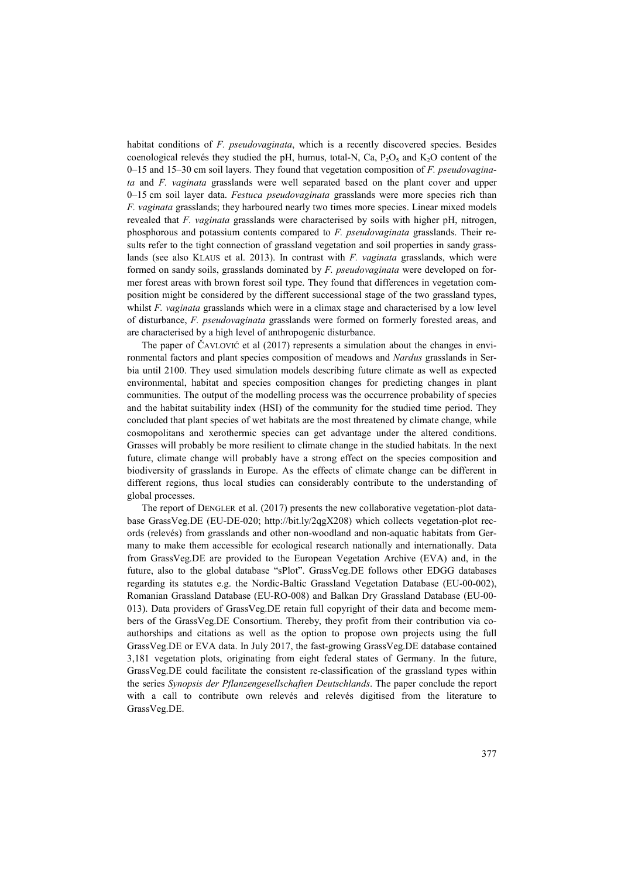habitat conditions of *F. pseudovaginata*, which is a recently discovered species. Besides coenological relevés they studied the pH, humus, total-N, Ca, $P_2O_5$ and $K_2O$ content of the 0–15 and 15–30 cm soil layers. They found that vegetation composition of *F. pseudovaginata* and *F. vaginata* grasslands were well separated based on the plant cover and upper 0–15 cm soil layer data. *Festuca pseudovaginata* grasslands were more species rich than *F. vaginata* grasslands; they harboured nearly two times more species. Linear mixed models revealed that *F. vaginata* grasslands were characterised by soils with higher pH, nitrogen, phosphorous and potassium contents compared to *F. pseudovaginata* grasslands. Their results refer to the tight connection of grassland vegetation and soil properties in sandy grasslands (see also Klaus et al. 2013). In contrast with *F. vaginata* grasslands, which were formed on sandy soils, grasslands dominated by *F. pseudovaginata* were developed on former forest areas with brown forest soil type. They found that differences in vegetation composition might be considered by the different successional stage of the two grassland types, whilst *F. vaginata* grasslands which were in a climax stage and characterised by a low level of disturbance, *F. pseudovaginata* grasslands were formed on formerly forested areas, and are characterised by a high level of anthropogenic disturbance.

The paper of Čavlović et al (2017) represents a simulation about the changes in environmental factors and plant species composition of meadows and *Nardus* grasslands in Serbia until 2100. They used simulation models describing future climate as well as expected environmental, habitat and species composition changes for predicting changes in plant communities. The output of the modelling process was the occurrence probability of species and the habitat suitability index (HSI) of the community for the studied time period. They concluded that plant species of wet habitats are the most threatened by climate change, while cosmopolitans and xerothermic species can get advantage under the altered conditions. Grasses will probably be more resilient to climate change in the studied habitats. In the next future, climate change will probably have a strong effect on the species composition and biodiversity of grasslands in Europe. As the effects of climate change can be different in different regions, thus local studies can considerably contribute to the understanding of global processes.

The report of Dengler et al. (2017) presents the new collaborative vegetation-plot database GrassVeg.DE (EU-DE-020; http://bit.ly/2qgX208) which collects vegetation-plot records (relevés) from grasslands and other non-woodland and non-aquatic habitats from Germany to make them accessible for ecological research nationally and internationally. Data from GrassVeg.DE are provided to the European Vegetation Archive (EVA) and, in the future, also to the global database "sPlot". GrassVeg.DE follows other EDGG databases regarding its statutes e.g. the Nordic-Baltic Grassland Vegetation Database (EU-00-002), Romanian Grassland Database (EU-RO-008) and Balkan Dry Grassland Database (EU-00-013). Data providers of GrassVeg.DE retain full copyright of their data and become members of the GrassVeg.DE Consortium. Thereby, they profit from their contribution via co-authorships and citations as well as the option to propose own projects using the full GrassVeg.DE or EVA data. In July 2017, the fast-growing GrassVeg.DE database contained 3,181 vegetation plots, originating from eight federal states of Germany. In the future, GrassVeg.DE could facilitate the consistent re-classification of the grassland types within the series *Synopsis der Pflanzengesellschaften Deutschlands*. The paper conclude the report with a call to contribute own relevés and relevés digitised from the literature to GrassVeg.DE.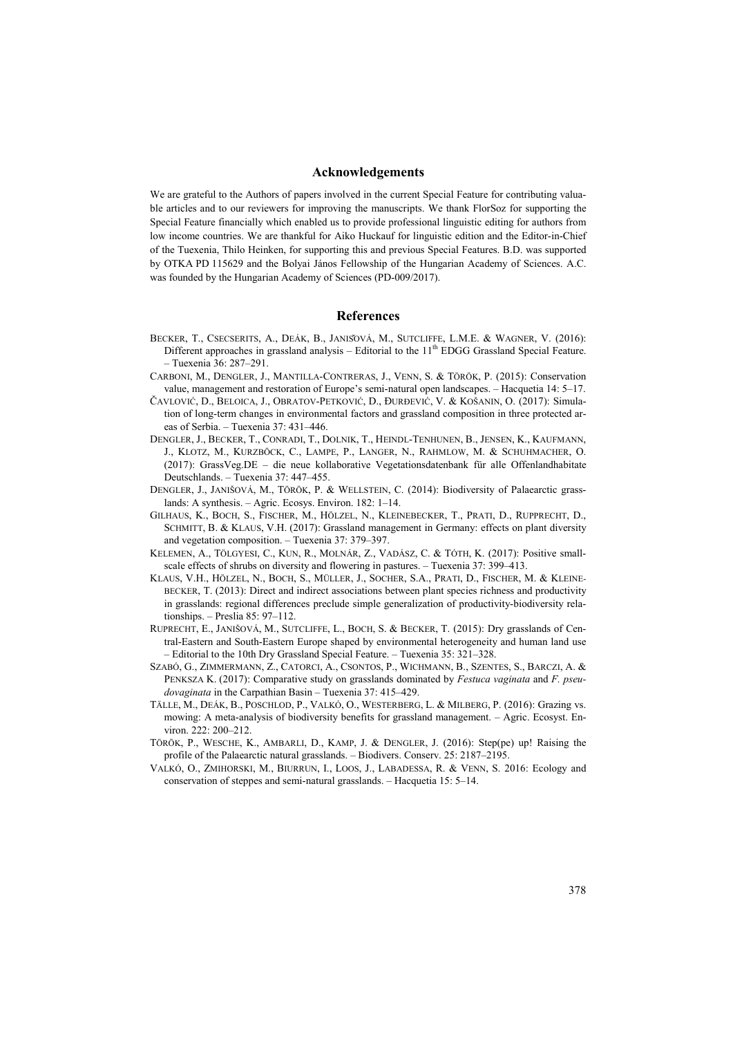## Acknowledgements

We are grateful to the Authors of papers involved in the current Special Feature for contributing valuable articles and to our reviewers for improving the manuscripts. We thank FlorSoz for supporting the Special Feature financially which enabled us to provide professional linguistic editing for authors from low income countries. We are thankful for Aiko Huckauf for linguistic edition and the Editor-in-Chief of the Tuexenia, Thilo Heinken, for supporting this and previous Special Features. B.D. was supported by OTKA PD 115629 and the Bolyai János Fellowship of the Hungarian Academy of Sciences. A.C. was founded by the Hungarian Academy of Sciences (PD-009/2017).

## References

BECKER, T., CSECSERITS, A., DEÁK, B., JANIŠOVÁ, M., SUTCLIFFE, L.M.E. & WAGNER, V. (2016): Different approaches in grassland analysis – Editorial to the 11th EDGG Grassland Special Feature. – Tuexenia 36: 287–291.

CARBONI, M., DENGLER, J., MANTILLA-CONTRERAS, J., VENN, S. & TÖRÖK, P. (2015): Conservation value, management and restoration of Europe's semi-natural open landscapes. – Hacquetia 14: 5–17.

ČAVLOVIĆ, D., BELOICA, J., OBRATOV-PETKOVIĆ, D., ĐURĐEVIĆ, V. & KOŠANIN, O. (2017): Simulation of long-term changes in environmental factors and grassland composition in three protected areas of Serbia. – Tuexenia 37: 431–446.

DENGLER, J., BECKER, T., CONRADI, T., DOLNIK, T., HEINDL-TENHUNEN, B., JENSEN, K., KAUFMANN, J., KLOTZ, M., KURZBÖCK, C., LAMPE, P., LANGER, N., RAHMLOW, M. & SCHUHMACHER, O. (2017): GrassVeg.DE – die neue kollaborative Vegetationsdatenbank für alle Offenlandhabitate Deutschlands. – Tuexenia 37: 447–455.

DENGLER, J., JANIŠOVÁ, M., TÖRÖK, P. & WELLSTEIN, C. (2014): Biodiversity of Palaearctic grasslands: A synthesis. – Agric. Ecosys. Environ. 182: 1–14.

GILHAUS, K., BOCH, S., FISCHER, M., HÖLZEL, N., KLEINEBECKER, T., PRATI, D., RUPPRECHT, D., SCHMITT, B. & KLAUS, V.H. (2017): Grassland management in Germany: effects on plant diversity and vegetation composition. – Tuexenia 37: 379–397.

KELEMEN, A., TÖLGYESI, C., KUN, R., MOLNÁR, Z., VADÁSZ, C. & TÓTH, K. (2017): Positive small-scale effects of shrubs on diversity and flowering in pastures. – Tuexenia 37: 399–413.

KLAUS, V.H., HÖLZEL, N., BOCH, S., MÜLLER, J., SOCHER, S.A., PRATI, D., FISCHER, M. & KLEINEBECKER, T. (2013): Direct and indirect associations between plant species richness and productivity in grasslands: regional differences preclude simple generalization of productivity-biodiversity relationships. – Preslia 85: 97–112.

RUPRECHT, E., JANIŠOVÁ, M., SUTCLIFFE, L., BOCH, S. & BECKER, T. (2015): Dry grasslands of Central-Eastern and South-Eastern Europe shaped by environmental heterogeneity and human land use – Editorial to the 10th Dry Grassland Special Feature. – Tuexenia 35: 321–328.

SZABÓ, G., ZIMMERMANN, Z., CATORCI, A., CSONTOS, P., WICHMANN, B., SZENTES, S., BARCZI, A. & PENKSZA K. (2017): Comparative study on grasslands dominated by *Festuca vaginata* and *F. pseudovaginata* in the Carpathian Basin – Tuexenia 37: 415–429.

TÄLLE, M., DEÁK, B., POSCHLOD, P., VALKÓ, O., WESTERBERG, L. & MILBERG, P. (2016): Grazing vs. mowing: A meta-analysis of biodiversity benefits for grassland management. – Agric. Ecosyst. Environ. 222: 200–212.

TÖRÖK, P., WESCHE, K., AMBARLI, D., KAMP, J. & DENGLER, J. (2016): Step(pe) up! Raising the profile of the Palaearctic natural grasslands. – Biodivers. Conserv. 25: 2187–2195.

VALKÓ, O., ZMIHORSKI, M., BIURRUN, I., LOOS, J., LABADESSA, R. & VENN, S. 2016: Ecology and conservation of steppes and semi-natural grasslands. – Hacquetia 15: 5–14.